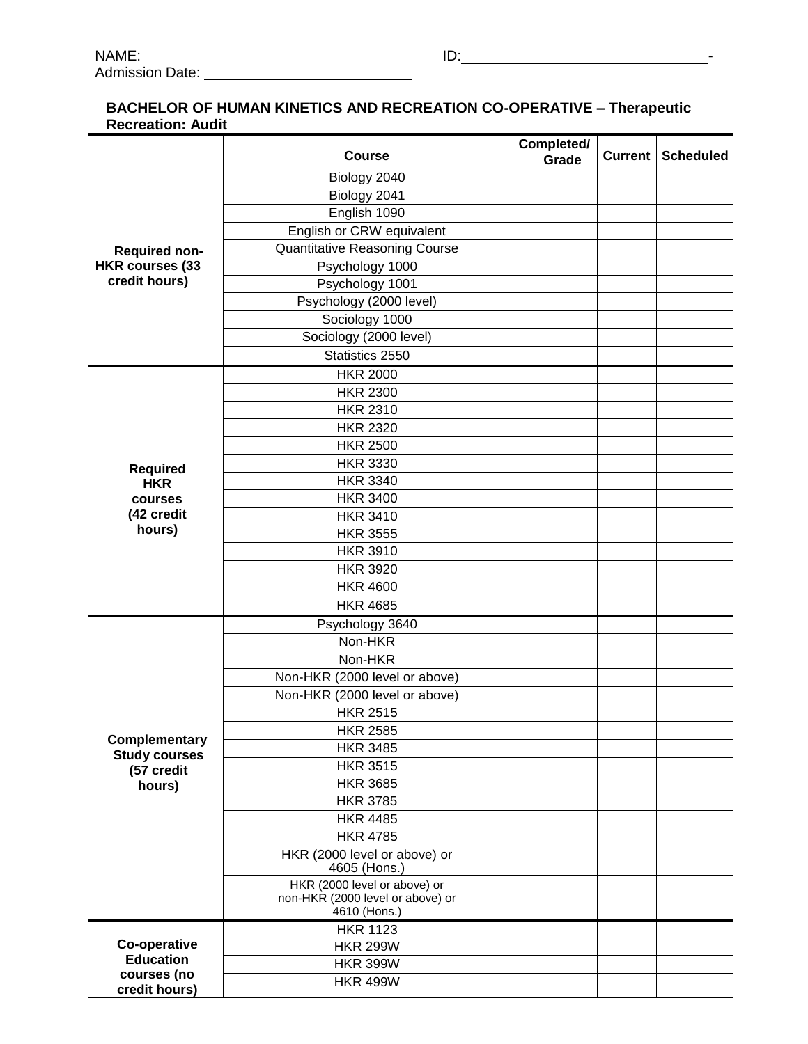NAME: ____________________________ ID: ____________________________-

Admission Date: ______________________

**BACHELOR OF HUMAN KINETICS AND RECREATION CO-OPERATIVE – Therapeutic Recreation: Audit**

| | Course | Completed/ Grade | Current | Scheduled |
|---|---|---|---|---|
| **Required non-HKR courses (33 credit hours)** | Biology 2040 | | | |
| | Biology 2041 | | | |
| | English 1090 | | | |
| | English or CRW equivalent | | | |
| | Quantitative Reasoning Course | | | |
| | Psychology 1000 | | | |
| | Psychology 1001 | | | |
| | Psychology (2000 level) | | | |
| | Sociology 1000 | | | |
| | Sociology (2000 level) | | | |
| | Statistics 2550 | | | |
| **Required HKR courses (42 credit hours)** | HKR 2000 | | | |
| | HKR 2300 | | | |
| | HKR 2310 | | | |
| | HKR 2320 | | | |
| | HKR 2500 | | | |
| | HKR 3330 | | | |
| | HKR 3340 | | | |
| | HKR 3400 | | | |
| | HKR 3410 | | | |
| | HKR 3555 | | | |
| | HKR 3910 | | | |
| | HKR 3920 | | | |
| | HKR 4600 | | | |
| | HKR 4685 | | | |
| **Complementary Study courses (57 credit hours)** | Psychology 3640 | | | |
| | Non-HKR | | | |
| | Non-HKR | | | |
| | Non-HKR (2000 level or above) | | | |
| | Non-HKR (2000 level or above) | | | |
| | HKR 2515 | | | |
| | HKR 2585 | | | |
| | HKR 3485 | | | |
| | HKR 3515 | | | |
| | HKR 3685 | | | |
| | HKR 3785 | | | |
| | HKR 4485 | | | |
| | HKR 4785 | | | |
| | HKR (2000 level or above) or 4605 (Hons.) | | | |
| | HKR (2000 level or above) or non-HKR (2000 level or above) or 4610 (Hons.) | | | |
| **Co-operative Education courses (no credit hours)** | HKR 1123 | | | |
| | HKR 299W | | | |
| | HKR 399W | | | |
| | HKR 499W | | | |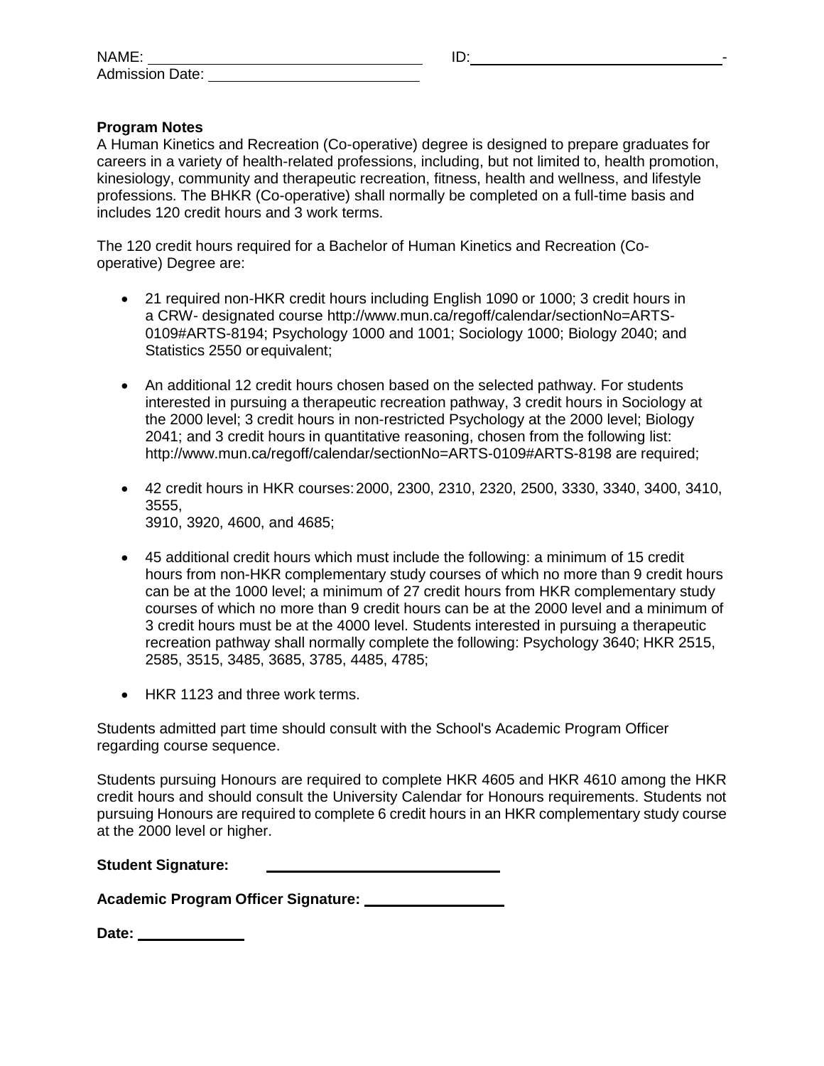NAME: ______________________________ ID: ______________________________-

Admission Date: ________________________

**Program Notes**

A Human Kinetics and Recreation (Co-operative) degree is designed to prepare graduates for careers in a variety of health-related professions, including, but not limited to, health promotion, kinesiology, community and therapeutic recreation, fitness, health and wellness, and lifestyle professions. The BHKR (Co-operative) shall normally be completed on a full-time basis and includes 120 credit hours and 3 work terms.

The 120 credit hours required for a Bachelor of Human Kinetics and Recreation (Co-operative) Degree are:

- 21 required non-HKR credit hours including English 1090 or 1000; 3 credit hours in a CRW- designated course http://www.mun.ca/regoff/calendar/sectionNo=ARTS-0109#ARTS-8194; Psychology 1000 and 1001; Sociology 1000; Biology 2040; and Statistics 2550 or equivalent;
- An additional 12 credit hours chosen based on the selected pathway. For students interested in pursuing a therapeutic recreation pathway, 3 credit hours in Sociology at the 2000 level; 3 credit hours in non-restricted Psychology at the 2000 level; Biology 2041; and 3 credit hours in quantitative reasoning, chosen from the following list: http://www.mun.ca/regoff/calendar/sectionNo=ARTS-0109#ARTS-8198 are required;
- 42 credit hours in HKR courses: 2000, 2300, 2310, 2320, 2500, 3330, 3340, 3400, 3410, 3555, 3910, 3920, 4600, and 4685;
- 45 additional credit hours which must include the following: a minimum of 15 credit hours from non-HKR complementary study courses of which no more than 9 credit hours can be at the 1000 level; a minimum of 27 credit hours from HKR complementary study courses of which no more than 9 credit hours can be at the 2000 level and a minimum of 3 credit hours must be at the 4000 level. Students interested in pursuing a therapeutic recreation pathway shall normally complete the following: Psychology 3640; HKR 2515, 2585, 3515, 3485, 3685, 3785, 4485, 4785;
- HKR 1123 and three work terms.

Students admitted part time should consult with the School's Academic Program Officer regarding course sequence.

Students pursuing Honours are required to complete HKR 4605 and HKR 4610 among the HKR credit hours and should consult the University Calendar for Honours requirements. Students not pursuing Honours are required to complete 6 credit hours in an HKR complementary study course at the 2000 level or higher.

**Student Signature:** ______________________________

**Academic Program Officer Signature:** ________________

**Date:** ____________